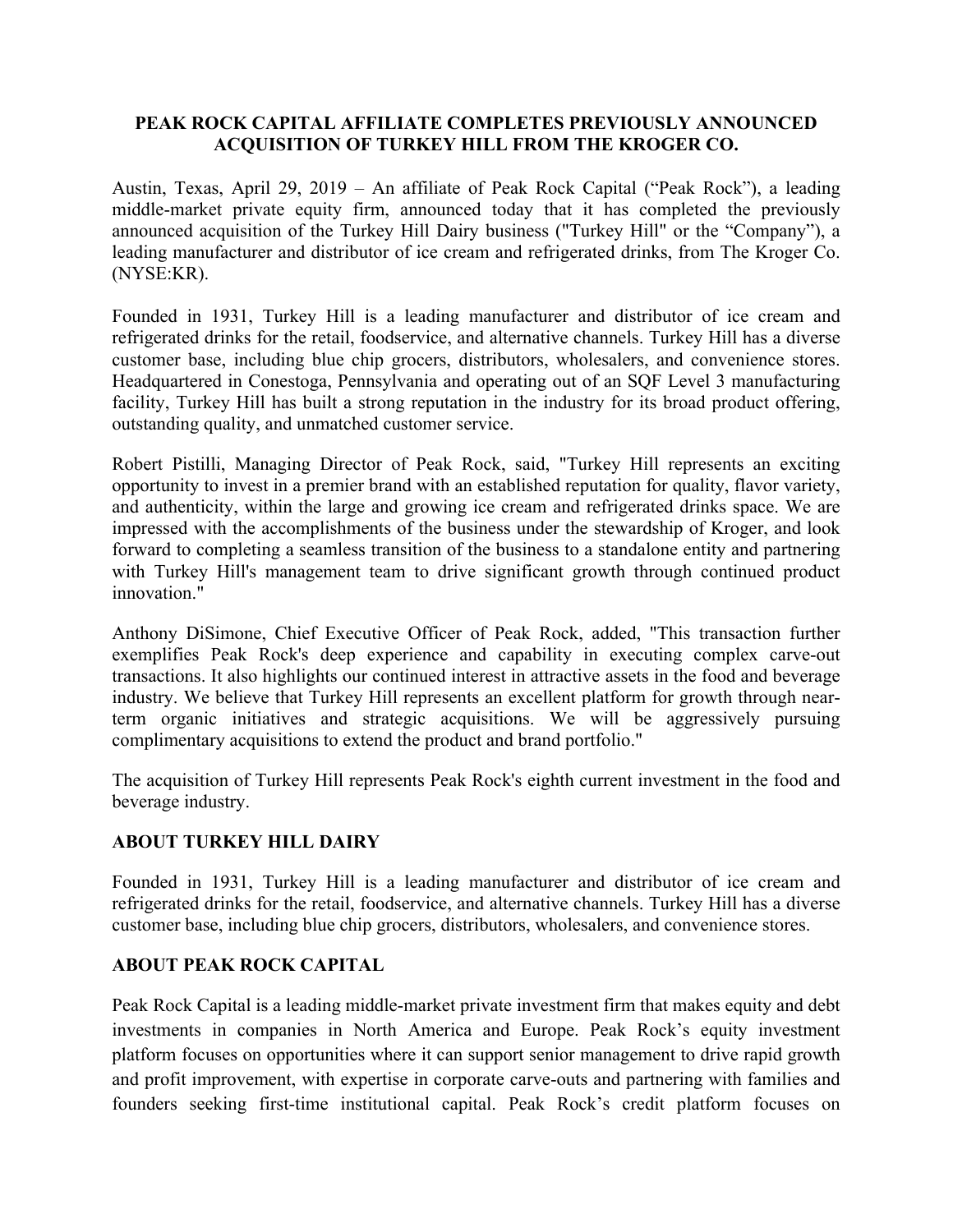# PEAK ROCK CAPITAL AFFILIATE COMPLETES PREVIOUSLY ANNOUNCED ACQUISITION OF TURKEY HILL FROM THE KROGER CO.

Austin, Texas, April 29, 2019 – An affiliate of Peak Rock Capital ("Peak Rock"), a leading middle-market private equity firm, announced today that it has completed the previously announced acquisition of the Turkey Hill Dairy business ("Turkey Hill" or the "Company"), a leading manufacturer and distributor of ice cream and refrigerated drinks, from The Kroger Co. (NYSE:KR).

Founded in 1931, Turkey Hill is a leading manufacturer and distributor of ice cream and refrigerated drinks for the retail, foodservice, and alternative channels. Turkey Hill has a diverse customer base, including blue chip grocers, distributors, wholesalers, and convenience stores. Headquartered in Conestoga, Pennsylvania and operating out of an SQF Level 3 manufacturing facility, Turkey Hill has built a strong reputation in the industry for its broad product offering, outstanding quality, and unmatched customer service.

Robert Pistilli, Managing Director of Peak Rock, said, "Turkey Hill represents an exciting opportunity to invest in a premier brand with an established reputation for quality, flavor variety, and authenticity, within the large and growing ice cream and refrigerated drinks space. We are impressed with the accomplishments of the business under the stewardship of Kroger, and look forward to completing a seamless transition of the business to a standalone entity and partnering with Turkey Hill's management team to drive significant growth through continued product innovation."

Anthony DiSimone, Chief Executive Officer of Peak Rock, added, "This transaction further exemplifies Peak Rock's deep experience and capability in executing complex carve-out transactions. It also highlights our continued interest in attractive assets in the food and beverage industry. We believe that Turkey Hill represents an excellent platform for growth through near-term organic initiatives and strategic acquisitions. We will be aggressively pursuing complimentary acquisitions to extend the product and brand portfolio."

The acquisition of Turkey Hill represents Peak Rock's eighth current investment in the food and beverage industry.

## ABOUT TURKEY HILL DAIRY

Founded in 1931, Turkey Hill is a leading manufacturer and distributor of ice cream and refrigerated drinks for the retail, foodservice, and alternative channels. Turkey Hill has a diverse customer base, including blue chip grocers, distributors, wholesalers, and convenience stores.

## ABOUT PEAK ROCK CAPITAL

Peak Rock Capital is a leading middle-market private investment firm that makes equity and debt investments in companies in North America and Europe. Peak Rock's equity investment platform focuses on opportunities where it can support senior management to drive rapid growth and profit improvement, with expertise in corporate carve-outs and partnering with families and founders seeking first-time institutional capital. Peak Rock's credit platform focuses on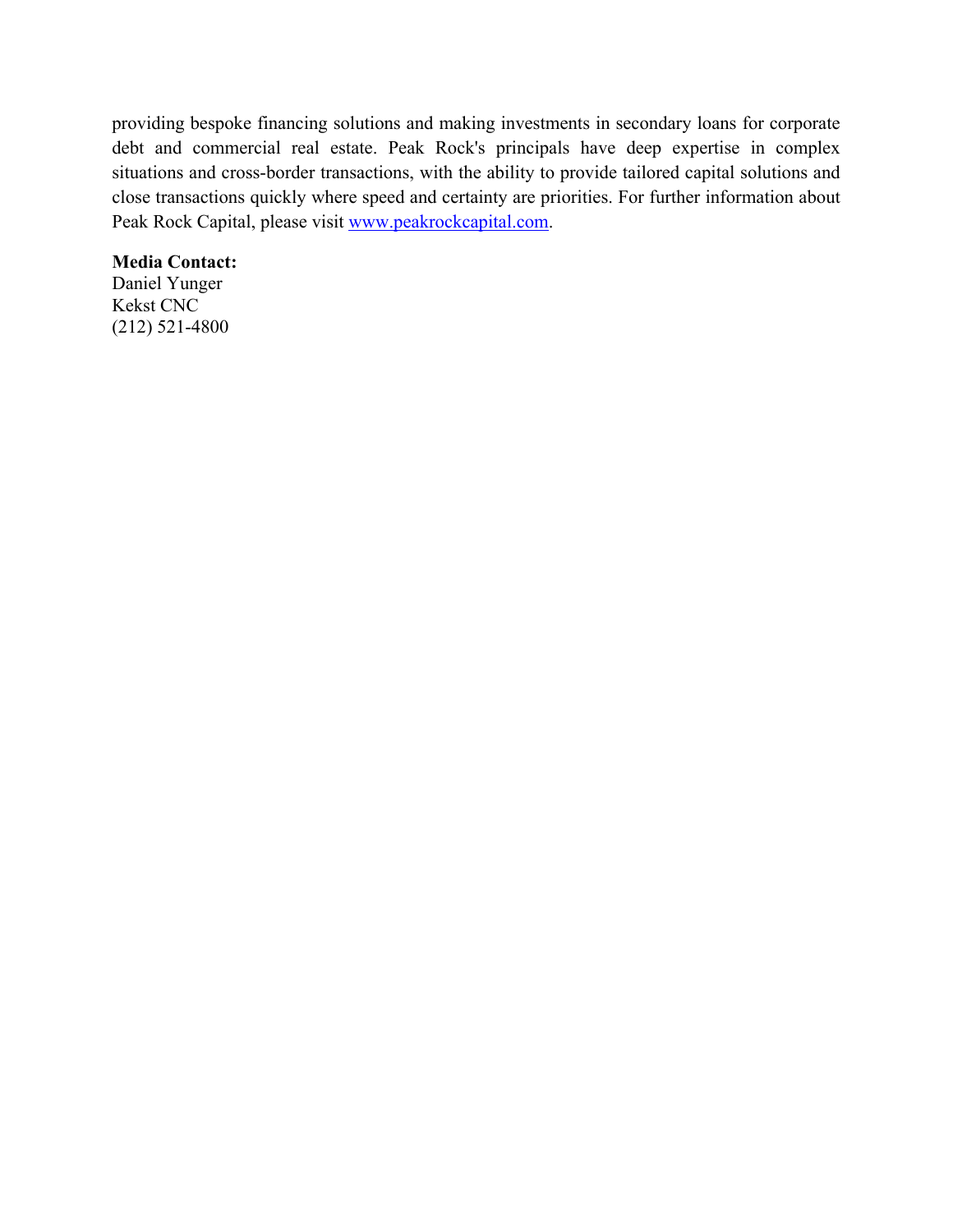providing bespoke financing solutions and making investments in secondary loans for corporate debt and commercial real estate. Peak Rock's principals have deep expertise in complex situations and cross-border transactions, with the ability to provide tailored capital solutions and close transactions quickly where speed and certainty are priorities. For further information about Peak Rock Capital, please visit [www.peakrockcapital.com](http://www.peakrockcapital.com).

**Media Contact:**
Daniel Yunger
Kekst CNC
(212) 521-4800